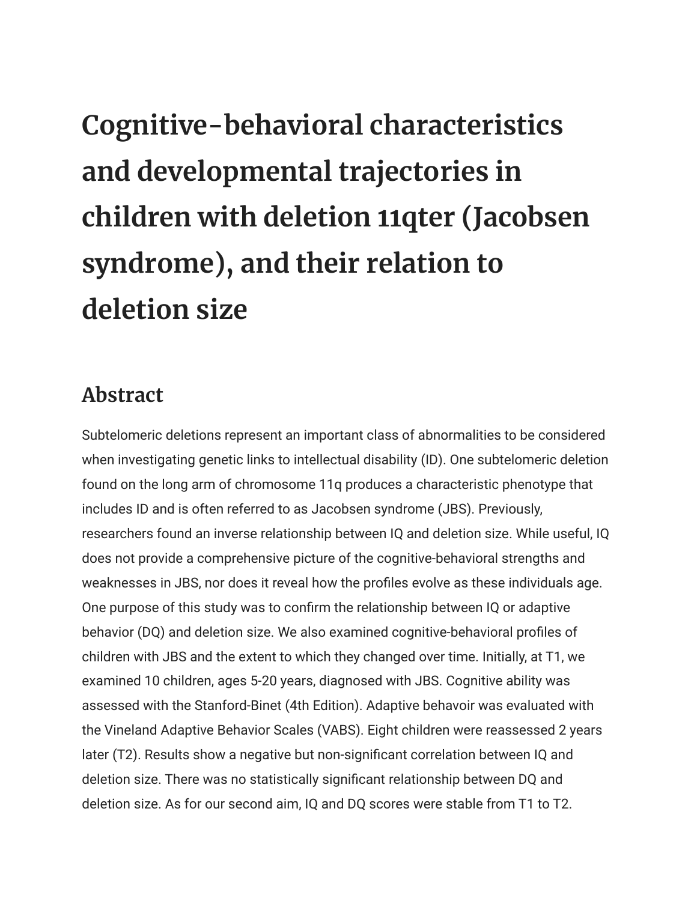# Cognitive-behavioral characteristics and developmental trajectories in children with deletion 11qter (Jacobsen syndrome), and their relation to deletion size

## Abstract

Subtelomeric deletions represent an important class of abnormalities to be considered when investigating genetic links to intellectual disability (ID). One subtelomeric deletion found on the long arm of chromosome 11q produces a characteristic phenotype that includes ID and is often referred to as Jacobsen syndrome (JBS). Previously, researchers found an inverse relationship between IQ and deletion size. While useful, IQ does not provide a comprehensive picture of the cognitive-behavioral strengths and weaknesses in JBS, nor does it reveal how the profiles evolve as these individuals age. One purpose of this study was to confirm the relationship between IQ or adaptive behavior (DQ) and deletion size. We also examined cognitive-behavioral profiles of children with JBS and the extent to which they changed over time. Initially, at T1, we examined 10 children, ages 5-20 years, diagnosed with JBS. Cognitive ability was assessed with the Stanford-Binet (4th Edition). Adaptive behavoir was evaluated with the Vineland Adaptive Behavior Scales (VABS). Eight children were reassessed 2 years later (T2). Results show a negative but non-significant correlation between IQ and deletion size. There was no statistically significant relationship between DQ and deletion size. As for our second aim, IQ and DQ scores were stable from T1 to T2.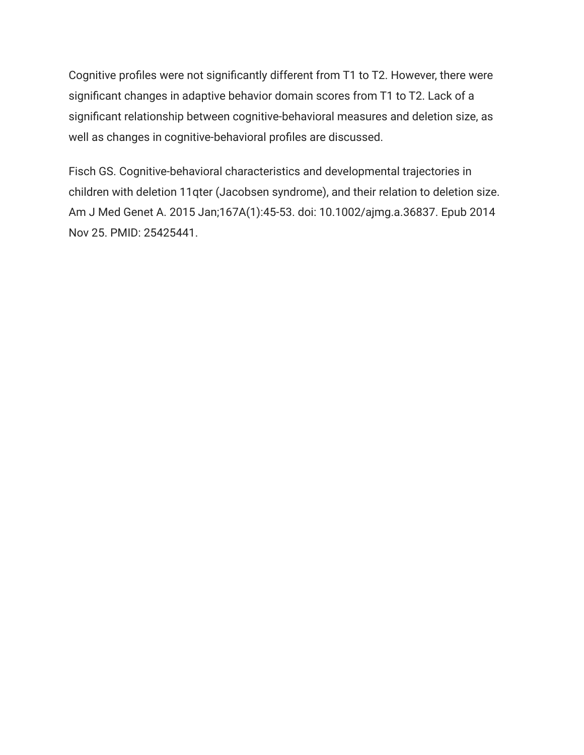Cognitive profiles were not significantly different from T1 to T2. However, there were significant changes in adaptive behavior domain scores from T1 to T2. Lack of a significant relationship between cognitive-behavioral measures and deletion size, as well as changes in cognitive-behavioral profiles are discussed.

Fisch GS. Cognitive-behavioral characteristics and developmental trajectories in children with deletion 11qter (Jacobsen syndrome), and their relation to deletion size. Am J Med Genet A. 2015 Jan;167A(1):45-53. doi: 10.1002/ajmg.a.36837. Epub 2014 Nov 25. PMID: 25425441.